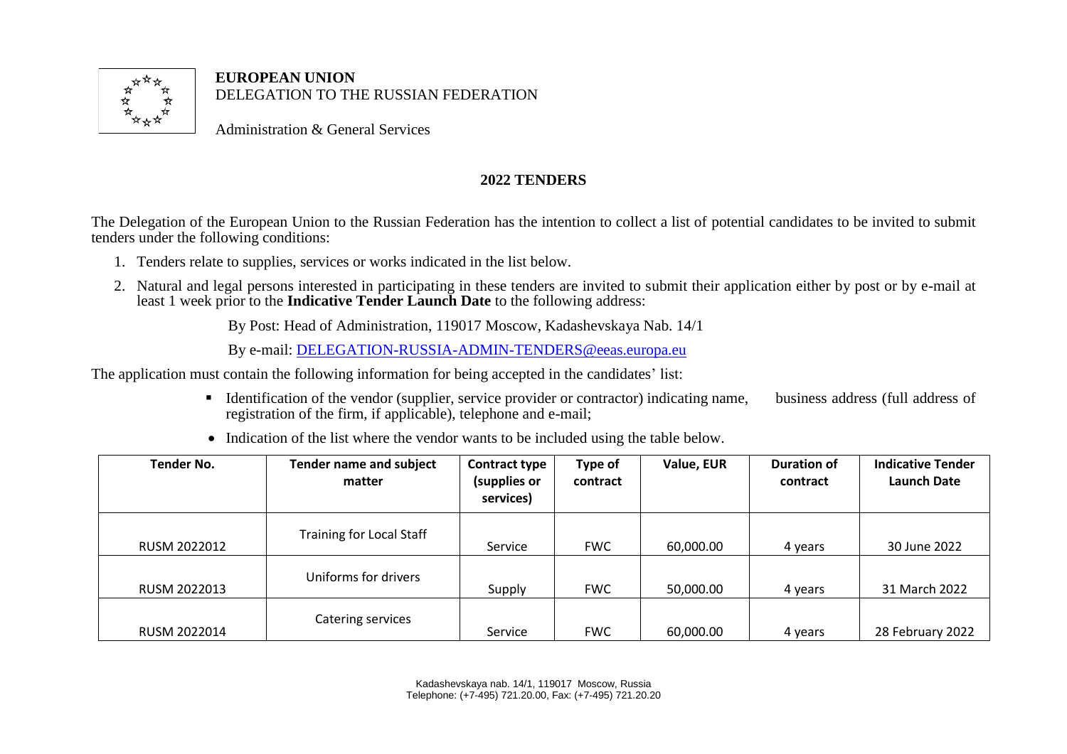**EUROPEAN UNION**
DELEGATION TO THE RUSSIAN FEDERATION

Administration & General Services

## 2022 TENDERS

The Delegation of the European Union to the Russian Federation has the intention to collect a list of potential candidates to be invited to submit tenders under the following conditions:

1. Tenders relate to supplies, services or works indicated in the list below.
2. Natural and legal persons interested in participating in these tenders are invited to submit their application either by post or by e-mail at least 1 week prior to the **Indicative Tender Launch Date** to the following address:

   By Post: Head of Administration, 119017 Moscow, Kadashevskaya Nab. 14/1

   By e-mail: DELEGATION-RUSSIA-ADMIN-TENDERS@eeas.europa.eu

The application must contain the following information for being accepted in the candidates' list:

- Identification of the vendor (supplier, service provider or contractor) indicating name, business address (full address of registration of the firm, if applicable), telephone and e-mail;
- Indication of the list where the vendor wants to be included using the table below.

| Tender No. | Tender name and subject matter | Contract type (supplies or services) | Type of contract | Value, EUR | Duration of contract | Indicative Tender Launch Date |
|---|---|---|---|---|---|---|
| RUSM 2022012 | Training for Local Staff | Service | FWC | 60,000.00 | 4 years | 30 June 2022 |
| RUSM 2022013 | Uniforms for drivers | Supply | FWC | 50,000.00 | 4 years | 31 March 2022 |
| RUSM 2022014 | Catering services | Service | FWC | 60,000.00 | 4 years | 28 February 2022 |

Kadashevskaya nab. 14/1, 119017 Moscow, Russia
Telephone: (+7-495) 721.20.00, Fax: (+7-495) 721.20.20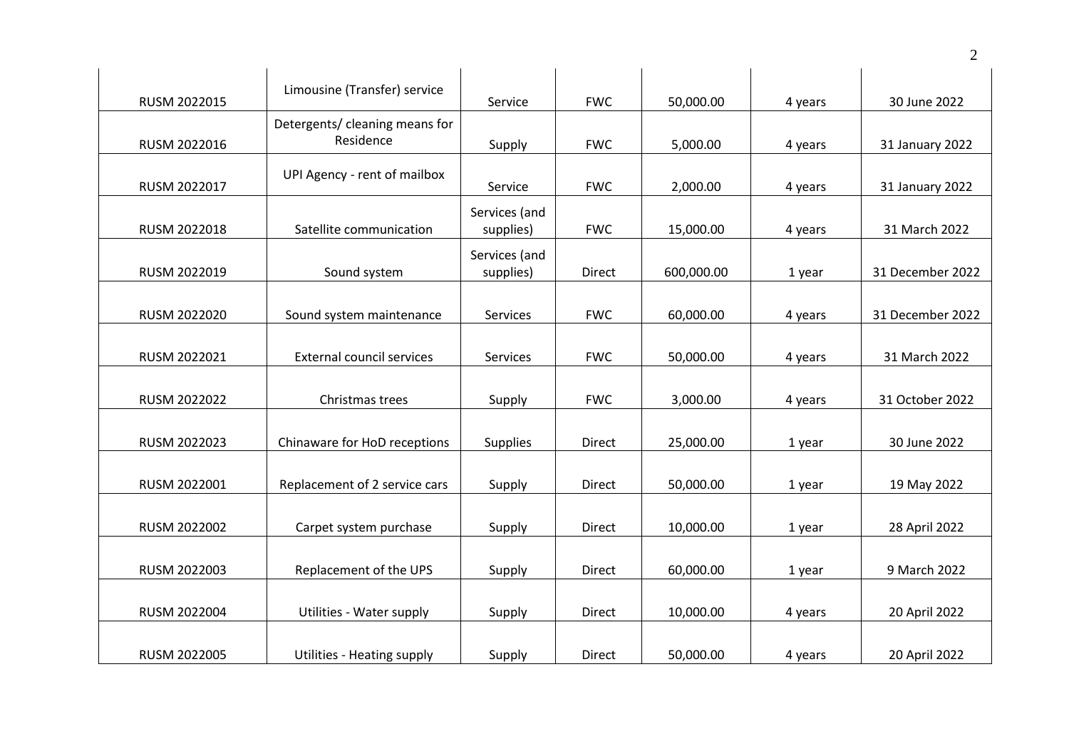| | | | | | | |
|---|---|---|---|---|---|---|
| RUSM 2022015 | Limousine (Transfer) service | Service | FWC | 50,000.00 | 4 years | 30 June 2022 |
| RUSM 2022016 | Detergents/ cleaning means for Residence | Supply | FWC | 5,000.00 | 4 years | 31 January 2022 |
| RUSM 2022017 | UPI Agency - rent of mailbox | Service | FWC | 2,000.00 | 4 years | 31 January 2022 |
| RUSM 2022018 | Satellite communication | Services (and supplies) | FWC | 15,000.00 | 4 years | 31 March 2022 |
| RUSM 2022019 | Sound system | Services (and supplies) | Direct | 600,000.00 | 1 year | 31 December 2022 |
| RUSM 2022020 | Sound system maintenance | Services | FWC | 60,000.00 | 4 years | 31 December 2022 |
| RUSM 2022021 | External council services | Services | FWC | 50,000.00 | 4 years | 31 March 2022 |
| RUSM 2022022 | Christmas trees | Supply | FWC | 3,000.00 | 4 years | 31 October 2022 |
| RUSM 2022023 | Chinaware for HoD receptions | Supplies | Direct | 25,000.00 | 1 year | 30 June 2022 |
| RUSM 2022001 | Replacement of 2 service cars | Supply | Direct | 50,000.00 | 1 year | 19 May 2022 |
| RUSM 2022002 | Carpet system purchase | Supply | Direct | 10,000.00 | 1 year | 28 April 2022 |
| RUSM 2022003 | Replacement of the UPS | Supply | Direct | 60,000.00 | 1 year | 9 March 2022 |
| RUSM 2022004 | Utilities - Water supply | Supply | Direct | 10,000.00 | 4 years | 20 April 2022 |
| RUSM 2022005 | Utilities - Heating supply | Supply | Direct | 50,000.00 | 4 years | 20 April 2022 |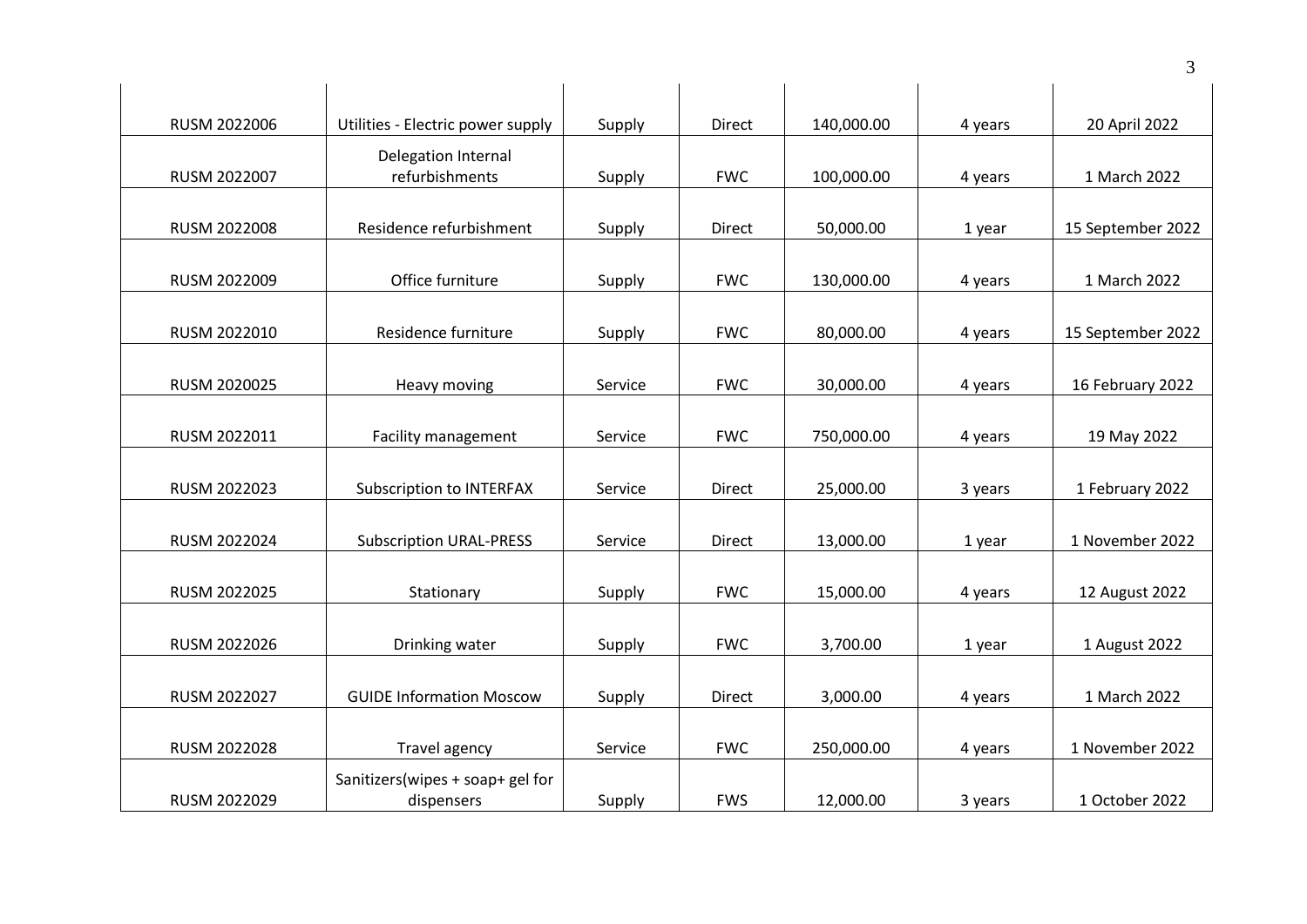| | | | | | | |
|---|---|---|---|---|---|---|
| RUSM 2022006 | Utilities - Electric power supply | Supply | Direct | 140,000.00 | 4 years | 20 April 2022 |
| RUSM 2022007 | Delegation Internal refurbishments | Supply | FWC | 100,000.00 | 4 years | 1 March 2022 |
| RUSM 2022008 | Residence refurbishment | Supply | Direct | 50,000.00 | 1 year | 15 September 2022 |
| RUSM 2022009 | Office furniture | Supply | FWC | 130,000.00 | 4 years | 1 March 2022 |
| RUSM 2022010 | Residence furniture | Supply | FWC | 80,000.00 | 4 years | 15 September 2022 |
| RUSM 2020025 | Heavy moving | Service | FWC | 30,000.00 | 4 years | 16 February 2022 |
| RUSM 2022011 | Facility management | Service | FWC | 750,000.00 | 4 years | 19 May 2022 |
| RUSM 2022023 | Subscription to INTERFAX | Service | Direct | 25,000.00 | 3 years | 1 February 2022 |
| RUSM 2022024 | Subscription URAL-PRESS | Service | Direct | 13,000.00 | 1 year | 1 November 2022 |
| RUSM 2022025 | Stationary | Supply | FWC | 15,000.00 | 4 years | 12 August 2022 |
| RUSM 2022026 | Drinking water | Supply | FWC | 3,700.00 | 1 year | 1 August 2022 |
| RUSM 2022027 | GUIDE Information Moscow | Supply | Direct | 3,000.00 | 4 years | 1 March 2022 |
| RUSM 2022028 | Travel agency | Service | FWC | 250,000.00 | 4 years | 1 November 2022 |
| RUSM 2022029 | Sanitizers(wipes + soap+ gel for dispensers | Supply | FWS | 12,000.00 | 3 years | 1 October 2022 |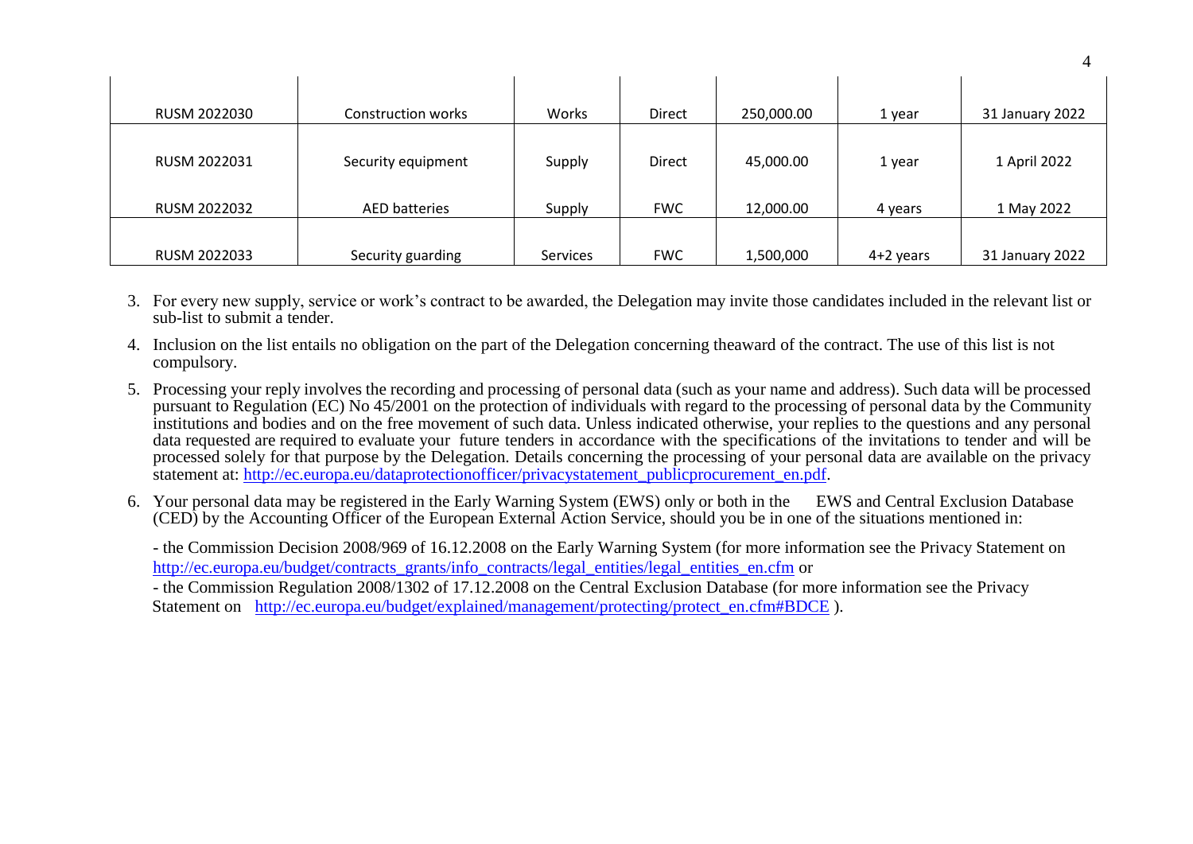| | | | | | | |
|---|---|---|---|---|---|---|
| RUSM 2022030 | Construction works | Works | Direct | 250,000.00 | 1 year | 31 January 2022 |
| RUSM 2022031 | Security equipment | Supply | Direct | 45,000.00 | 1 year | 1 April 2022 |
| RUSM 2022032 | AED batteries | Supply | FWC | 12,000.00 | 4 years | 1 May 2022 |
| RUSM 2022033 | Security guarding | Services | FWC | 1,500,000 | 4+2 years | 31 January 2022 |

3. For every new supply, service or work's contract to be awarded, the Delegation may invite those candidates included in the relevant list or sub-list to submit a tender.
4. Inclusion on the list entails no obligation on the part of the Delegation concerning theaward of the contract. The use of this list is not compulsory.
5. Processing your reply involves the recording and processing of personal data (such as your name and address). Such data will be processed pursuant to Regulation (EC) No 45/2001 on the protection of individuals with regard to the processing of personal data by the Community institutions and bodies and on the free movement of such data. Unless indicated otherwise, your replies to the questions and any personal data requested are required to evaluate your future tenders in accordance with the specifications of the invitations to tender and will be processed solely for that purpose by the Delegation. Details concerning the processing of your personal data are available on the privacy statement at: http://ec.europa.eu/dataprotectionofficer/privacystatement_publicprocurement_en.pdf.
6. Your personal data may be registered in the Early Warning System (EWS) only or both in the EWS and Central Exclusion Database (CED) by the Accounting Officer of the European External Action Service, should you be in one of the situations mentioned in:

   - the Commission Decision 2008/969 of 16.12.2008 on the Early Warning System (for more information see the Privacy Statement on http://ec.europa.eu/budget/contracts_grants/info_contracts/legal_entities/legal_entities_en.cfm or

   - the Commission Regulation 2008/1302 of 17.12.2008 on the Central Exclusion Database (for more information see the Privacy Statement on http://ec.europa.eu/budget/explained/management/protecting/protect_en.cfm#BDCE ).